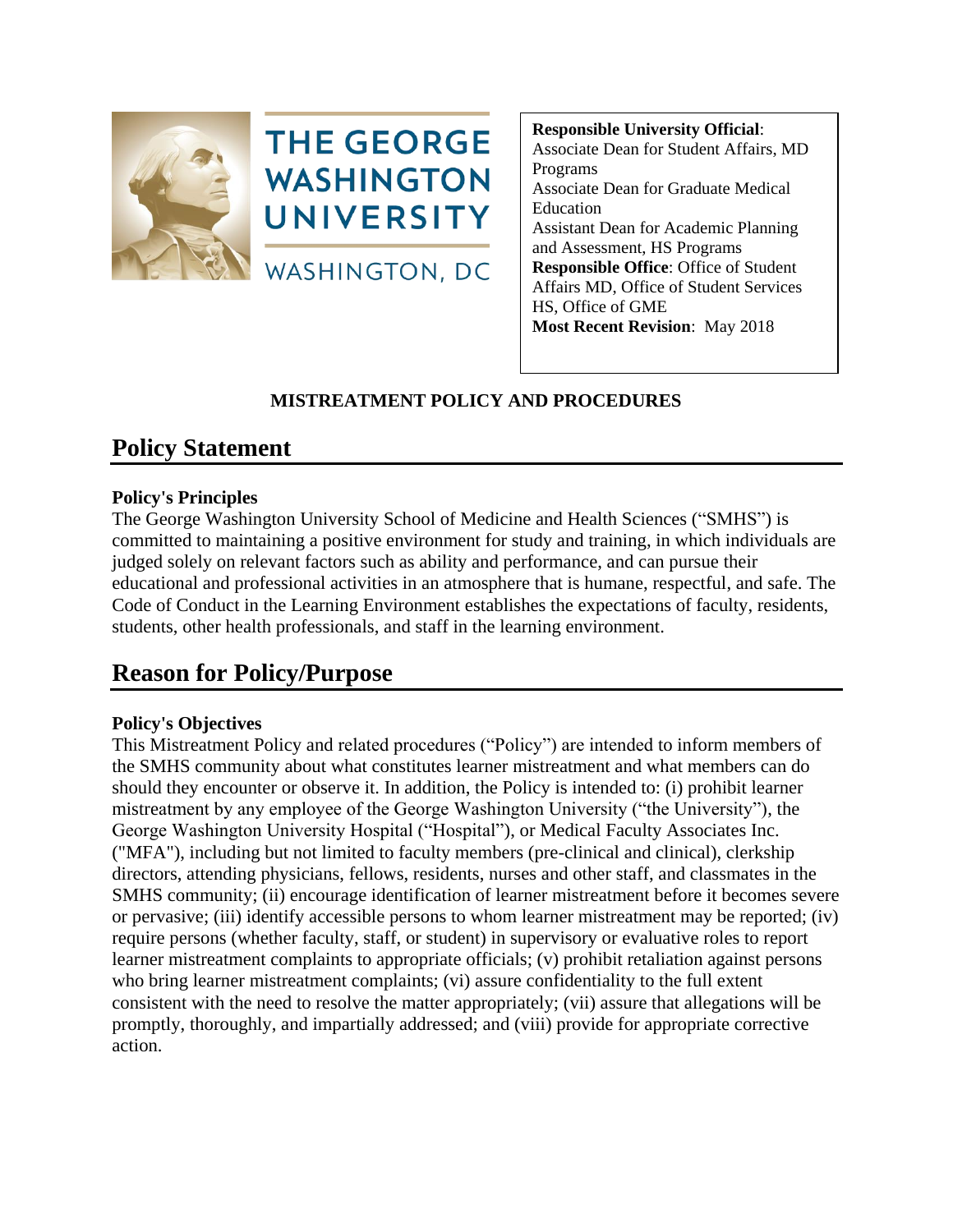THE GEORGE WASHINGTON UNIVERSITY

WASHINGTON, DC

**Responsible University Official**:
Associate Dean for Student Affairs, MD Programs
Associate Dean for Graduate Medical Education
Assistant Dean for Academic Planning and Assessment, HS Programs
**Responsible Office**: Office of Student Affairs MD, Office of Student Services HS, Office of GME
**Most Recent Revision**: May 2018

**MISTREATMENT POLICY AND PROCEDURES**

# Policy Statement

**Policy's Principles**

The George Washington University School of Medicine and Health Sciences ("SMHS") is committed to maintaining a positive environment for study and training, in which individuals are judged solely on relevant factors such as ability and performance, and can pursue their educational and professional activities in an atmosphere that is humane, respectful, and safe. The Code of Conduct in the Learning Environment establishes the expectations of faculty, residents, students, other health professionals, and staff in the learning environment.

# Reason for Policy/Purpose

**Policy's Objectives**

This Mistreatment Policy and related procedures ("Policy") are intended to inform members of the SMHS community about what constitutes learner mistreatment and what members can do should they encounter or observe it. In addition, the Policy is intended to: (i) prohibit learner mistreatment by any employee of the George Washington University ("the University"), the George Washington University Hospital ("Hospital"), or Medical Faculty Associates Inc. ("MFA"), including but not limited to faculty members (pre-clinical and clinical), clerkship directors, attending physicians, fellows, residents, nurses and other staff, and classmates in the SMHS community; (ii) encourage identification of learner mistreatment before it becomes severe or pervasive; (iii) identify accessible persons to whom learner mistreatment may be reported; (iv) require persons (whether faculty, staff, or student) in supervisory or evaluative roles to report learner mistreatment complaints to appropriate officials; (v) prohibit retaliation against persons who bring learner mistreatment complaints; (vi) assure confidentiality to the full extent consistent with the need to resolve the matter appropriately; (vii) assure that allegations will be promptly, thoroughly, and impartially addressed; and (viii) provide for appropriate corrective action.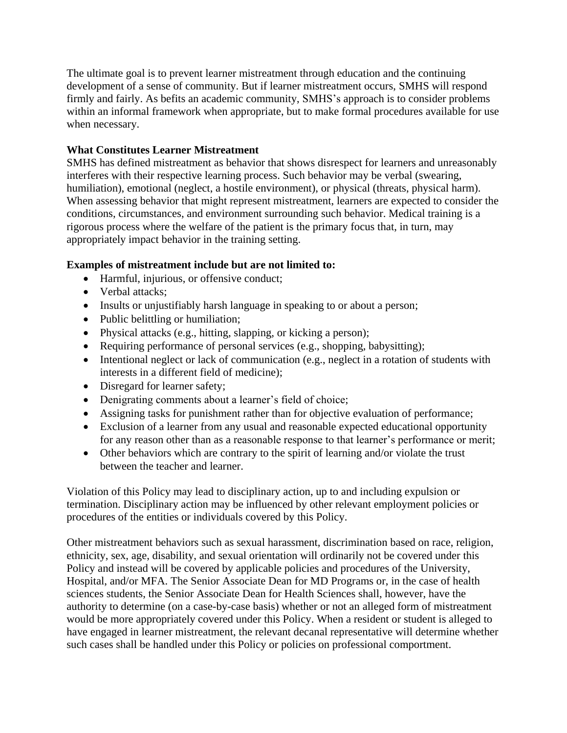The ultimate goal is to prevent learner mistreatment through education and the continuing development of a sense of community. But if learner mistreatment occurs, SMHS will respond firmly and fairly. As befits an academic community, SMHS's approach is to consider problems within an informal framework when appropriate, but to make formal procedures available for use when necessary.

**What Constitutes Learner Mistreatment**

SMHS has defined mistreatment as behavior that shows disrespect for learners and unreasonably interferes with their respective learning process. Such behavior may be verbal (swearing, humiliation), emotional (neglect, a hostile environment), or physical (threats, physical harm). When assessing behavior that might represent mistreatment, learners are expected to consider the conditions, circumstances, and environment surrounding such behavior. Medical training is a rigorous process where the welfare of the patient is the primary focus that, in turn, may appropriately impact behavior in the training setting.

**Examples of mistreatment include but are not limited to:**

- Harmful, injurious, or offensive conduct;
- Verbal attacks;
- Insults or unjustifiably harsh language in speaking to or about a person;
- Public belittling or humiliation;
- Physical attacks (e.g., hitting, slapping, or kicking a person);
- Requiring performance of personal services (e.g., shopping, babysitting);
- Intentional neglect or lack of communication (e.g., neglect in a rotation of students with interests in a different field of medicine);
- Disregard for learner safety;
- Denigrating comments about a learner's field of choice;
- Assigning tasks for punishment rather than for objective evaluation of performance;
- Exclusion of a learner from any usual and reasonable expected educational opportunity for any reason other than as a reasonable response to that learner's performance or merit;
- Other behaviors which are contrary to the spirit of learning and/or violate the trust between the teacher and learner.

Violation of this Policy may lead to disciplinary action, up to and including expulsion or termination. Disciplinary action may be influenced by other relevant employment policies or procedures of the entities or individuals covered by this Policy.

Other mistreatment behaviors such as sexual harassment, discrimination based on race, religion, ethnicity, sex, age, disability, and sexual orientation will ordinarily not be covered under this Policy and instead will be covered by applicable policies and procedures of the University, Hospital, and/or MFA. The Senior Associate Dean for MD Programs or, in the case of health sciences students, the Senior Associate Dean for Health Sciences shall, however, have the authority to determine (on a case-by-case basis) whether or not an alleged form of mistreatment would be more appropriately covered under this Policy. When a resident or student is alleged to have engaged in learner mistreatment, the relevant decanal representative will determine whether such cases shall be handled under this Policy or policies on professional comportment.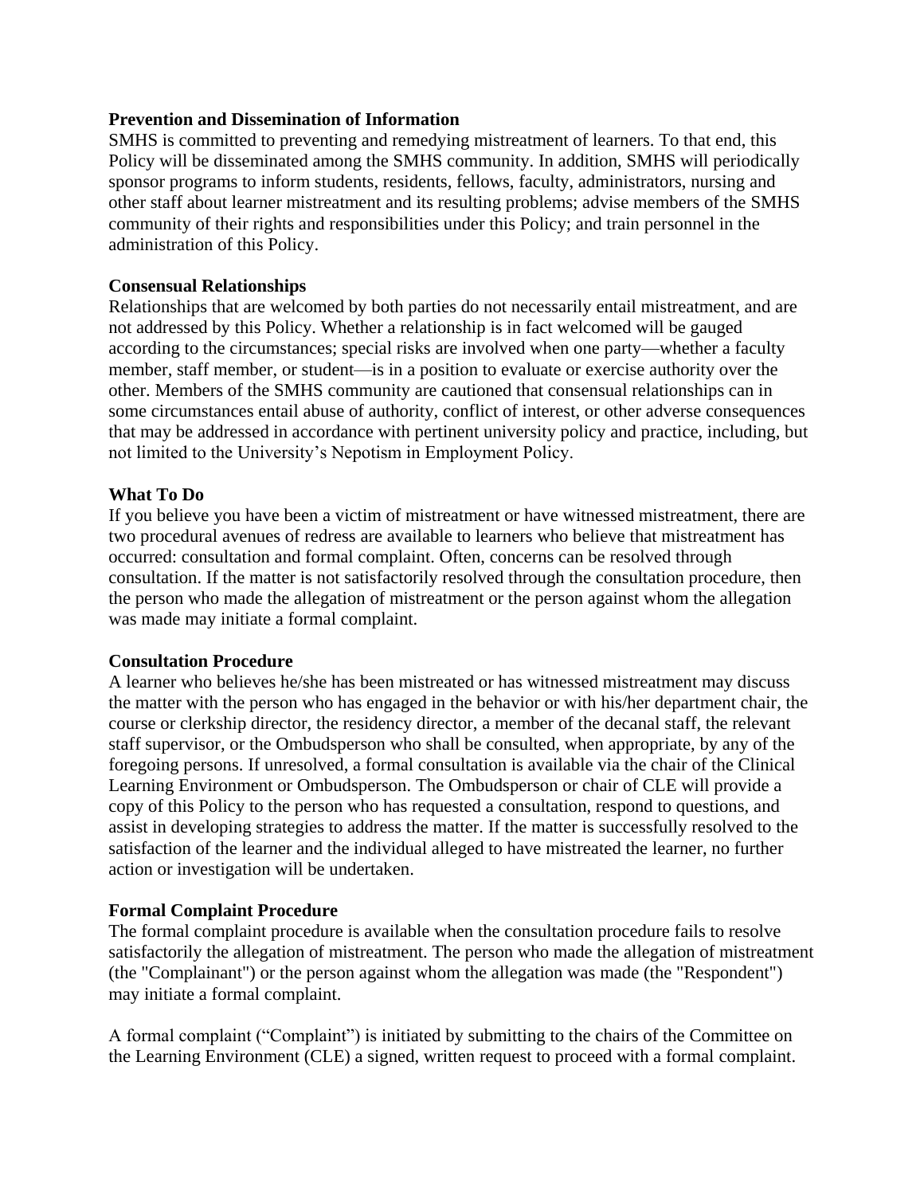**Prevention and Dissemination of Information**

SMHS is committed to preventing and remedying mistreatment of learners. To that end, this Policy will be disseminated among the SMHS community. In addition, SMHS will periodically sponsor programs to inform students, residents, fellows, faculty, administrators, nursing and other staff about learner mistreatment and its resulting problems; advise members of the SMHS community of their rights and responsibilities under this Policy; and train personnel in the administration of this Policy.

**Consensual Relationships**

Relationships that are welcomed by both parties do not necessarily entail mistreatment, and are not addressed by this Policy. Whether a relationship is in fact welcomed will be gauged according to the circumstances; special risks are involved when one party—whether a faculty member, staff member, or student—is in a position to evaluate or exercise authority over the other. Members of the SMHS community are cautioned that consensual relationships can in some circumstances entail abuse of authority, conflict of interest, or other adverse consequences that may be addressed in accordance with pertinent university policy and practice, including, but not limited to the University's Nepotism in Employment Policy.

**What To Do**

If you believe you have been a victim of mistreatment or have witnessed mistreatment, there are two procedural avenues of redress are available to learners who believe that mistreatment has occurred: consultation and formal complaint. Often, concerns can be resolved through consultation. If the matter is not satisfactorily resolved through the consultation procedure, then the person who made the allegation of mistreatment or the person against whom the allegation was made may initiate a formal complaint.

**Consultation Procedure**

A learner who believes he/she has been mistreated or has witnessed mistreatment may discuss the matter with the person who has engaged in the behavior or with his/her department chair, the course or clerkship director, the residency director, a member of the decanal staff, the relevant staff supervisor, or the Ombudsperson who shall be consulted, when appropriate, by any of the foregoing persons. If unresolved, a formal consultation is available via the chair of the Clinical Learning Environment or Ombudsperson. The Ombudsperson or chair of CLE will provide a copy of this Policy to the person who has requested a consultation, respond to questions, and assist in developing strategies to address the matter. If the matter is successfully resolved to the satisfaction of the learner and the individual alleged to have mistreated the learner, no further action or investigation will be undertaken.

**Formal Complaint Procedure**

The formal complaint procedure is available when the consultation procedure fails to resolve satisfactorily the allegation of mistreatment. The person who made the allegation of mistreatment (the "Complainant") or the person against whom the allegation was made (the "Respondent") may initiate a formal complaint.

A formal complaint ("Complaint") is initiated by submitting to the chairs of the Committee on the Learning Environment (CLE) a signed, written request to proceed with a formal complaint.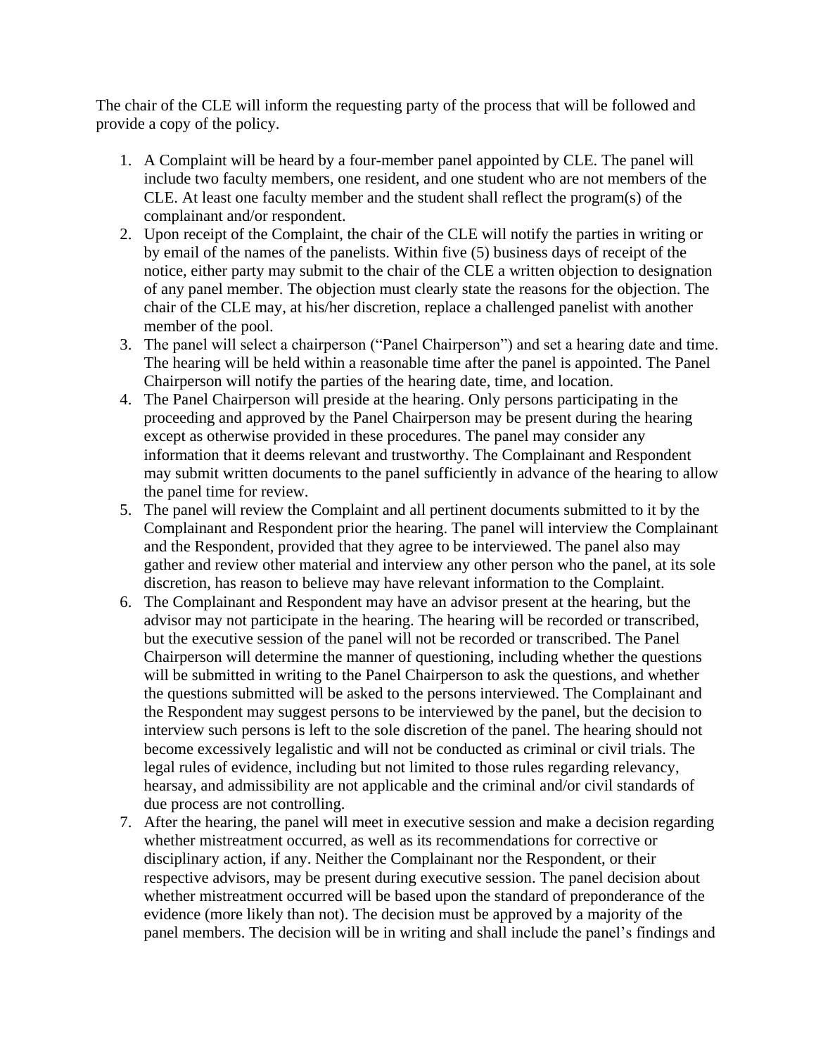The chair of the CLE will inform the requesting party of the process that will be followed and provide a copy of the policy.

1. A Complaint will be heard by a four-member panel appointed by CLE. The panel will include two faculty members, one resident, and one student who are not members of the CLE. At least one faculty member and the student shall reflect the program(s) of the complainant and/or respondent.
2. Upon receipt of the Complaint, the chair of the CLE will notify the parties in writing or by email of the names of the panelists. Within five (5) business days of receipt of the notice, either party may submit to the chair of the CLE a written objection to designation of any panel member. The objection must clearly state the reasons for the objection. The chair of the CLE may, at his/her discretion, replace a challenged panelist with another member of the pool.
3. The panel will select a chairperson ("Panel Chairperson") and set a hearing date and time. The hearing will be held within a reasonable time after the panel is appointed. The Panel Chairperson will notify the parties of the hearing date, time, and location.
4. The Panel Chairperson will preside at the hearing. Only persons participating in the proceeding and approved by the Panel Chairperson may be present during the hearing except as otherwise provided in these procedures. The panel may consider any information that it deems relevant and trustworthy. The Complainant and Respondent may submit written documents to the panel sufficiently in advance of the hearing to allow the panel time for review.
5. The panel will review the Complaint and all pertinent documents submitted to it by the Complainant and Respondent prior the hearing. The panel will interview the Complainant and the Respondent, provided that they agree to be interviewed. The panel also may gather and review other material and interview any other person who the panel, at its sole discretion, has reason to believe may have relevant information to the Complaint.
6. The Complainant and Respondent may have an advisor present at the hearing, but the advisor may not participate in the hearing. The hearing will be recorded or transcribed, but the executive session of the panel will not be recorded or transcribed. The Panel Chairperson will determine the manner of questioning, including whether the questions will be submitted in writing to the Panel Chairperson to ask the questions, and whether the questions submitted will be asked to the persons interviewed. The Complainant and the Respondent may suggest persons to be interviewed by the panel, but the decision to interview such persons is left to the sole discretion of the panel. The hearing should not become excessively legalistic and will not be conducted as criminal or civil trials. The legal rules of evidence, including but not limited to those rules regarding relevancy, hearsay, and admissibility are not applicable and the criminal and/or civil standards of due process are not controlling.
7. After the hearing, the panel will meet in executive session and make a decision regarding whether mistreatment occurred, as well as its recommendations for corrective or disciplinary action, if any. Neither the Complainant nor the Respondent, or their respective advisors, may be present during executive session. The panel decision about whether mistreatment occurred will be based upon the standard of preponderance of the evidence (more likely than not). The decision must be approved by a majority of the panel members. The decision will be in writing and shall include the panel's findings and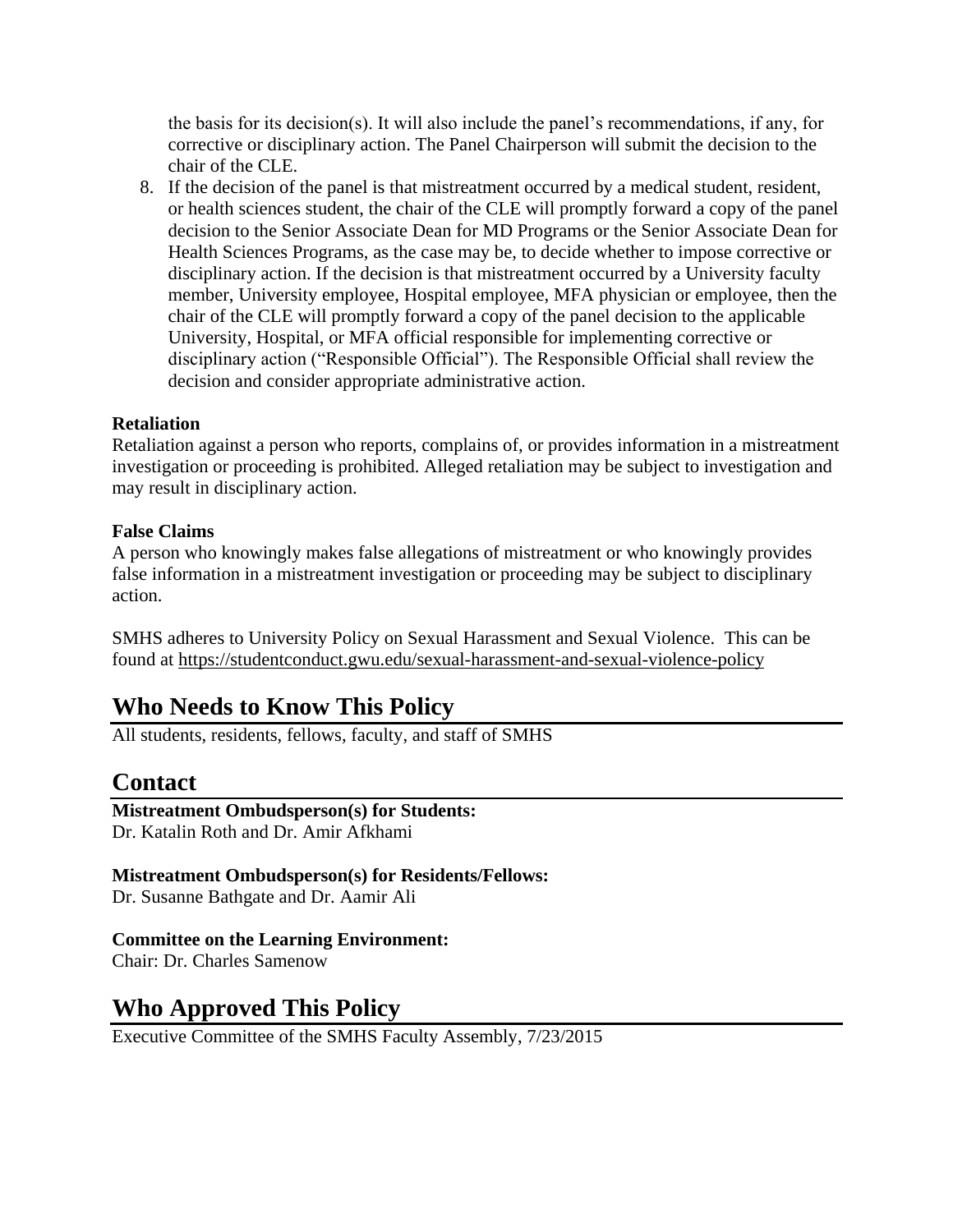the basis for its decision(s). It will also include the panel's recommendations, if any, for corrective or disciplinary action. The Panel Chairperson will submit the decision to the chair of the CLE.

8. If the decision of the panel is that mistreatment occurred by a medical student, resident, or health sciences student, the chair of the CLE will promptly forward a copy of the panel decision to the Senior Associate Dean for MD Programs or the Senior Associate Dean for Health Sciences Programs, as the case may be, to decide whether to impose corrective or disciplinary action. If the decision is that mistreatment occurred by a University faculty member, University employee, Hospital employee, MFA physician or employee, then the chair of the CLE will promptly forward a copy of the panel decision to the applicable University, Hospital, or MFA official responsible for implementing corrective or disciplinary action ("Responsible Official"). The Responsible Official shall review the decision and consider appropriate administrative action.

**Retaliation**

Retaliation against a person who reports, complains of, or provides information in a mistreatment investigation or proceeding is prohibited. Alleged retaliation may be subject to investigation and may result in disciplinary action.

**False Claims**

A person who knowingly makes false allegations of mistreatment or who knowingly provides false information in a mistreatment investigation or proceeding may be subject to disciplinary action.

SMHS adheres to University Policy on Sexual Harassment and Sexual Violence. This can be found at https://studentconduct.gwu.edu/sexual-harassment-and-sexual-violence-policy

## Who Needs to Know This Policy

All students, residents, fellows, faculty, and staff of SMHS

## Contact

**Mistreatment Ombudsperson(s) for Students:**
Dr. Katalin Roth and Dr. Amir Afkhami

**Mistreatment Ombudsperson(s) for Residents/Fellows:**
Dr. Susanne Bathgate and Dr. Aamir Ali

**Committee on the Learning Environment:**
Chair: Dr. Charles Samenow

## Who Approved This Policy

Executive Committee of the SMHS Faculty Assembly, 7/23/2015